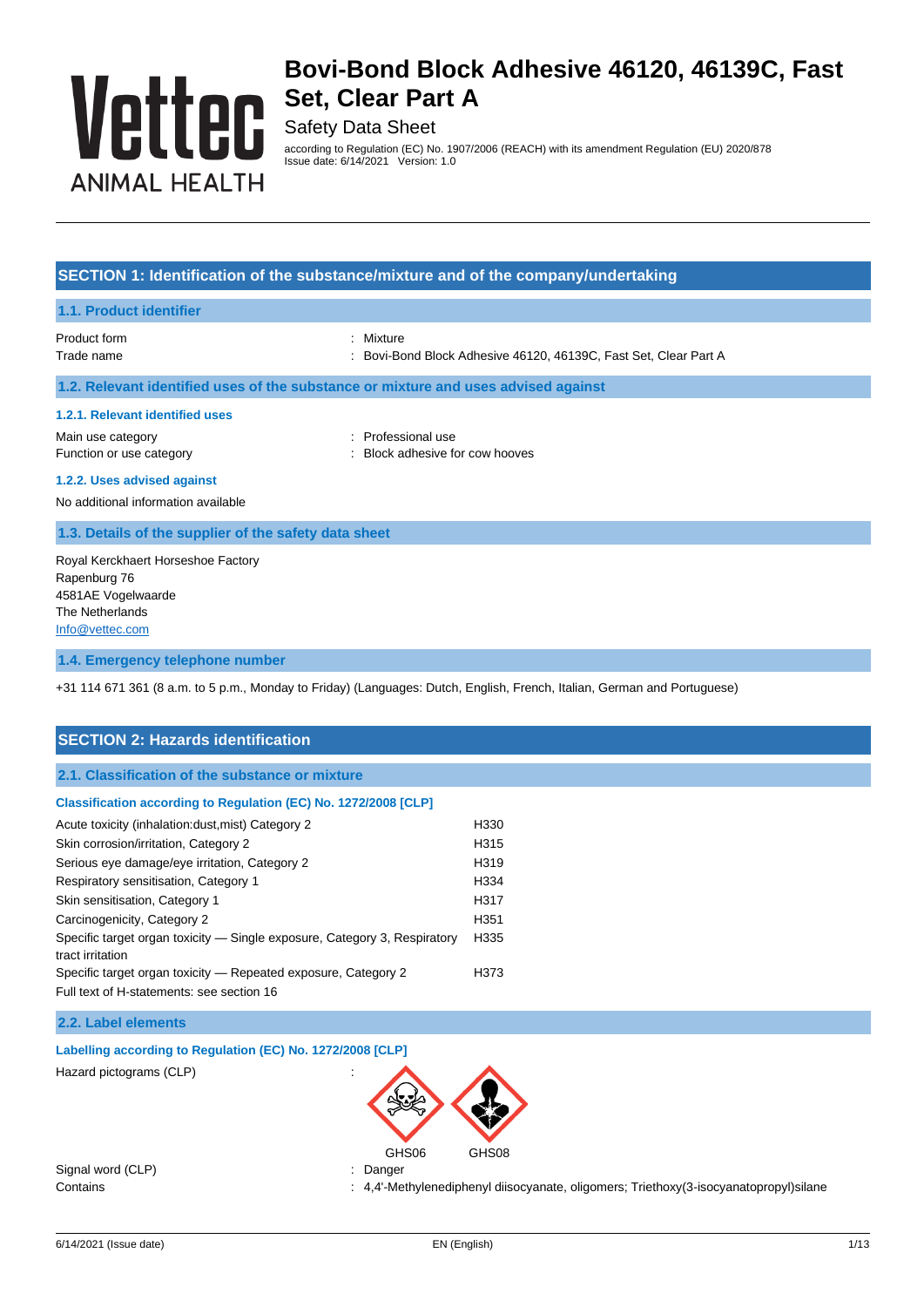# Bovi-Bond Block Adhesive 46120, 46139C, Fast Set, Clear Part A

Safety Data Sheet

according to Regulation (EC) No. 1907/2006 (REACH) with its amendment Regulation (EU) 2020/878
Issue date: 6/14/2021 Version: 1.0

## SECTION 1: Identification of the substance/mixture and of the company/undertaking

### 1.1. Product identifier

| | |
|---|---|
| Product form | : Mixture |
| Trade name | : Bovi-Bond Block Adhesive 46120, 46139C, Fast Set, Clear Part A |

### 1.2. Relevant identified uses of the substance or mixture and uses advised against

#### 1.2.1. Relevant identified uses

| | |
|---|---|
| Main use category | : Professional use |
| Function or use category | : Block adhesive for cow hooves |

#### 1.2.2. Uses advised against

No additional information available

### 1.3. Details of the supplier of the safety data sheet

Royal Kerckhaert Horseshoe Factory
Rapenburg 76
4581AE Vogelwaarde
The Netherlands
Info@vettec.com

### 1.4. Emergency telephone number

+31 114 671 361 (8 a.m. to 5 p.m., Monday to Friday) (Languages: Dutch, English, French, Italian, German and Portuguese)

## SECTION 2: Hazards identification

### 2.1. Classification of the substance or mixture

**Classification according to Regulation (EC) No. 1272/2008 [CLP]**

| | |
|---|---|
| Acute toxicity (inhalation:dust,mist) Category 2 | H330 |
| Skin corrosion/irritation, Category 2 | H315 |
| Serious eye damage/eye irritation, Category 2 | H319 |
| Respiratory sensitisation, Category 1 | H334 |
| Skin sensitisation, Category 1 | H317 |
| Carcinogenicity, Category 2 | H351 |
| Specific target organ toxicity — Single exposure, Category 3, Respiratory tract irritation | H335 |
| Specific target organ toxicity — Repeated exposure, Category 2 | H373 |

Full text of H-statements: see section 16

### 2.2. Label elements

**Labelling according to Regulation (EC) No. 1272/2008 [CLP]**

Hazard pictograms (CLP) :

GHS06 GHS08

| | |
|---|---|
| Signal word (CLP) | : Danger |
| Contains | : 4,4'-Methylenediphenyl diisocyanate, oligomers; Triethoxy(3-isocyanatopropyl)silane |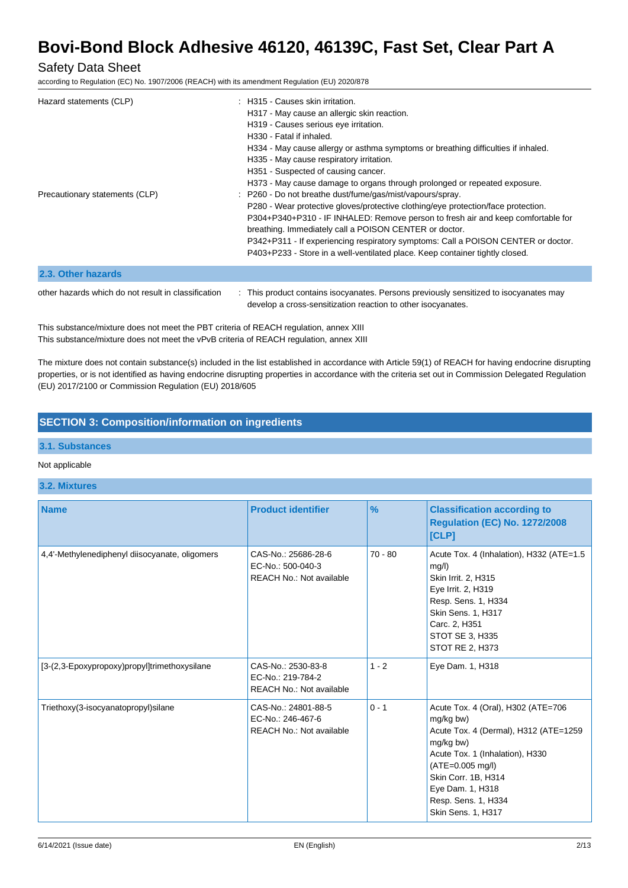| | |
|---|---|
| Hazard statements (CLP) | : H315 - Causes skin irritation.<br>H317 - May cause an allergic skin reaction.<br>H319 - Causes serious eye irritation.<br>H330 - Fatal if inhaled.<br>H334 - May cause allergy or asthma symptoms or breathing difficulties if inhaled.<br>H335 - May cause respiratory irritation.<br>H351 - Suspected of causing cancer.<br>H373 - May cause damage to organs through prolonged or repeated exposure. |
| Precautionary statements (CLP) | : P260 - Do not breathe dust/fume/gas/mist/vapours/spray.<br>P280 - Wear protective gloves/protective clothing/eye protection/face protection.<br>P304+P340+P310 - IF INHALED: Remove person to fresh air and keep comfortable for breathing. Immediately call a POISON CENTER or doctor.<br>P342+P311 - If experiencing respiratory symptoms: Call a POISON CENTER or doctor.<br>P403+P233 - Store in a well-ventilated place. Keep container tightly closed. |

### 2.3. Other hazards

| | |
|---|---|
| other hazards which do not result in classification | : This product contains isocyanates. Persons previously sensitized to isocyanates may develop a cross-sensitization reaction to other isocyanates. |

This substance/mixture does not meet the PBT criteria of REACH regulation, annex XIII
This substance/mixture does not meet the vPvB criteria of REACH regulation, annex XIII

The mixture does not contain substance(s) included in the list established in accordance with Article 59(1) of REACH for having endocrine disrupting properties, or is not identified as having endocrine disrupting properties in accordance with the criteria set out in Commission Delegated Regulation (EU) 2017/2100 or Commission Regulation (EU) 2018/605

## SECTION 3: Composition/information on ingredients

### 3.1. Substances

Not applicable

### 3.2. Mixtures

| Name | Product identifier | % | Classification according to Regulation (EC) No. 1272/2008 [CLP] |
|---|---|---|---|
| 4,4'-Methylenediphenyl diisocyanate, oligomers | CAS-No.: 25686-28-6<br>EC-No.: 500-040-3<br>REACH No.: Not available | 70 - 80 | Acute Tox. 4 (Inhalation), H332 (ATE=1.5 mg/l)<br>Skin Irrit. 2, H315<br>Eye Irrit. 2, H319<br>Resp. Sens. 1, H334<br>Skin Sens. 1, H317<br>Carc. 2, H351<br>STOT SE 3, H335<br>STOT RE 2, H373 |
| [3-(2,3-Epoxypropoxy)propyl]trimethoxysilane | CAS-No.: 2530-83-8<br>EC-No.: 219-784-2<br>REACH No.: Not available | 1 - 2 | Eye Dam. 1, H318 |
| Triethoxy(3-isocyanatopropyl)silane | CAS-No.: 24801-88-5<br>EC-No.: 246-467-6<br>REACH No.: Not available | 0 - 1 | Acute Tox. 4 (Oral), H302 (ATE=706 mg/kg bw)<br>Acute Tox. 4 (Dermal), H312 (ATE=1259 mg/kg bw)<br>Acute Tox. 1 (Inhalation), H330 (ATE=0.005 mg/l)<br>Skin Corr. 1B, H314<br>Eye Dam. 1, H318<br>Resp. Sens. 1, H334<br>Skin Sens. 1, H317 |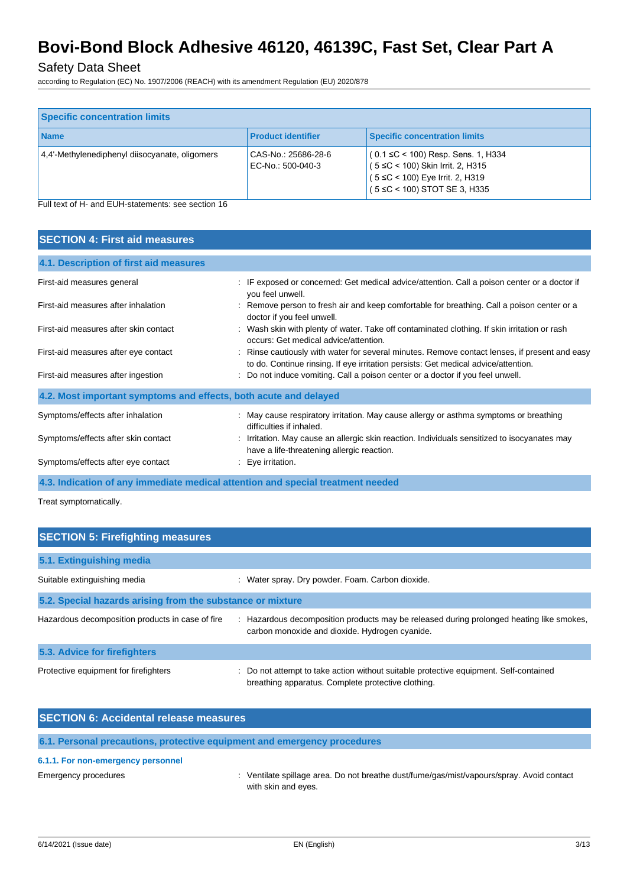| Specific concentration limits | | |
|---|---|---|
| **Name** | **Product identifier** | **Specific concentration limits** |
| 4,4'-Methylenediphenyl diisocyanate, oligomers | CAS-No.: 25686-28-6<br>EC-No.: 500-040-3 | ( 0.1 ≤C < 100) Resp. Sens. 1, H334<br>( 5 ≤C < 100) Skin Irrit. 2, H315<br>( 5 ≤C < 100) Eye Irrit. 2, H319<br>( 5 ≤C < 100) STOT SE 3, H335 |

Full text of H- and EUH-statements: see section 16

## SECTION 4: First aid measures

### 4.1. Description of first aid measures

First-aid measures general : IF exposed or concerned: Get medical advice/attention. Call a poison center or a doctor if you feel unwell.

First-aid measures after inhalation : Remove person to fresh air and keep comfortable for breathing. Call a poison center or a doctor if you feel unwell.

First-aid measures after skin contact : Wash skin with plenty of water. Take off contaminated clothing. If skin irritation or rash occurs: Get medical advice/attention.

First-aid measures after eye contact : Rinse cautiously with water for several minutes. Remove contact lenses, if present and easy to do. Continue rinsing. If eye irritation persists: Get medical advice/attention.

First-aid measures after ingestion : Do not induce vomiting. Call a poison center or a doctor if you feel unwell.

### 4.2. Most important symptoms and effects, both acute and delayed

Symptoms/effects after inhalation : May cause respiratory irritation. May cause allergy or asthma symptoms or breathing difficulties if inhaled.

Symptoms/effects after skin contact : Irritation. May cause an allergic skin reaction. Individuals sensitized to isocyanates may have a life-threatening allergic reaction.

Symptoms/effects after eye contact : Eye irritation.

### 4.3. Indication of any immediate medical attention and special treatment needed

Treat symptomatically.

## SECTION 5: Firefighting measures

### 5.1. Extinguishing media

Suitable extinguishing media : Water spray. Dry powder. Foam. Carbon dioxide.

### 5.2. Special hazards arising from the substance or mixture

Hazardous decomposition products in case of fire : Hazardous decomposition products may be released during prolonged heating like smokes, carbon monoxide and dioxide. Hydrogen cyanide.

### 5.3. Advice for firefighters

Protective equipment for firefighters : Do not attempt to take action without suitable protective equipment. Self-contained breathing apparatus. Complete protective clothing.

## SECTION 6: Accidental release measures

### 6.1. Personal precautions, protective equipment and emergency procedures

#### 6.1.1. For non-emergency personnel

Emergency procedures : Ventilate spillage area. Do not breathe dust/fume/gas/mist/vapours/spray. Avoid contact with skin and eyes.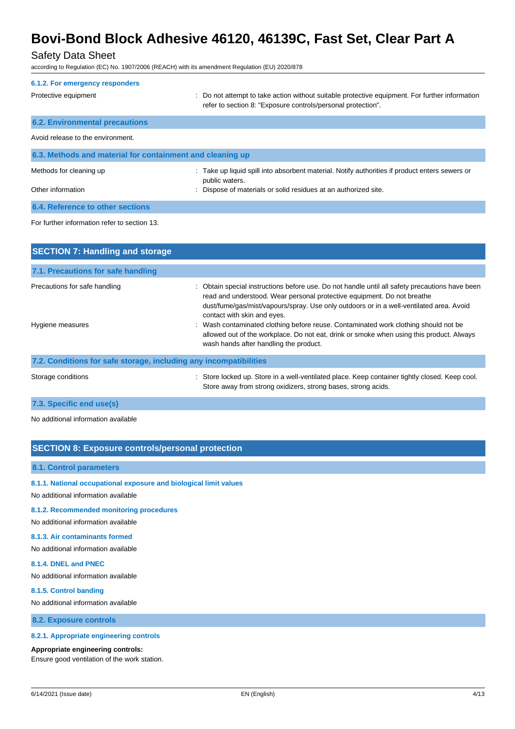#### 6.1.2. For emergency responders

Protective equipment : Do not attempt to take action without suitable protective equipment. For further information refer to section 8: "Exposure controls/personal protection".

### 6.2. Environmental precautions

Avoid release to the environment.

### 6.3. Methods and material for containment and cleaning up

Methods for cleaning up : Take up liquid spill into absorbent material. Notify authorities if product enters sewers or public waters.

Other information : Dispose of materials or solid residues at an authorized site.

### 6.4. Reference to other sections

For further information refer to section 13.

## SECTION 7: Handling and storage

### 7.1. Precautions for safe handling

Precautions for safe handling : Obtain special instructions before use. Do not handle until all safety precautions have been read and understood. Wear personal protective equipment. Do not breathe dust/fume/gas/mist/vapours/spray. Use only outdoors or in a well-ventilated area. Avoid contact with skin and eyes.

Hygiene measures : Wash contaminated clothing before reuse. Contaminated work clothing should not be allowed out of the workplace. Do not eat, drink or smoke when using this product. Always wash hands after handling the product.

### 7.2. Conditions for safe storage, including any incompatibilities

Storage conditions : Store locked up. Store in a well-ventilated place. Keep container tightly closed. Keep cool. Store away from strong oxidizers, strong bases, strong acids.

### 7.3. Specific end use(s)

No additional information available

## SECTION 8: Exposure controls/personal protection

### 8.1. Control parameters

#### 8.1.1. National occupational exposure and biological limit values

No additional information available

#### 8.1.2. Recommended monitoring procedures

No additional information available

#### 8.1.3. Air contaminants formed

No additional information available

#### 8.1.4. DNEL and PNEC

No additional information available

#### 8.1.5. Control banding

No additional information available

### 8.2. Exposure controls

#### 8.2.1. Appropriate engineering controls

**Appropriate engineering controls:**

Ensure good ventilation of the work station.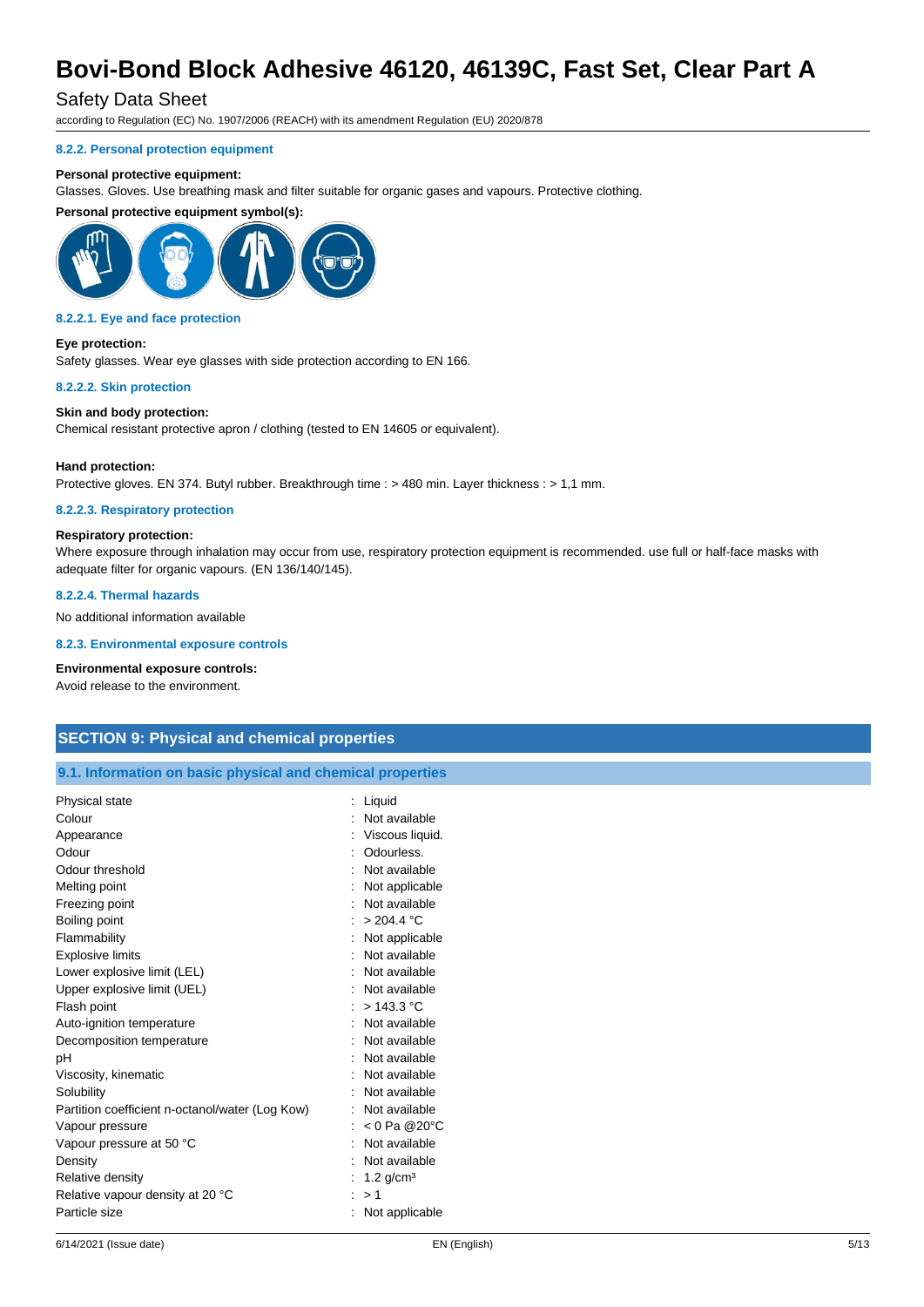#### 8.2.2. Personal protection equipment

**Personal protective equipment:**

Glasses. Gloves. Use breathing mask and filter suitable for organic gases and vapours. Protective clothing.

**Personal protective equipment symbol(s):**

#### 8.2.2.1. Eye and face protection

**Eye protection:**

Safety glasses. Wear eye glasses with side protection according to EN 166.

#### 8.2.2.2. Skin protection

**Skin and body protection:**

Chemical resistant protective apron / clothing (tested to EN 14605 or equivalent).

**Hand protection:**

Protective gloves. EN 374. Butyl rubber. Breakthrough time : > 480 min. Layer thickness : > 1,1 mm.

#### 8.2.2.3. Respiratory protection

**Respiratory protection:**

Where exposure through inhalation may occur from use, respiratory protection equipment is recommended. use full or half-face masks with adequate filter for organic vapours. (EN 136/140/145).

#### 8.2.2.4. Thermal hazards

No additional information available

#### 8.2.3. Environmental exposure controls

**Environmental exposure controls:**

Avoid release to the environment.

## SECTION 9: Physical and chemical properties

### 9.1. Information on basic physical and chemical properties

| | |
|---|---|
| Physical state | : Liquid |
| Colour | : Not available |
| Appearance | : Viscous liquid. |
| Odour | : Odourless. |
| Odour threshold | : Not available |
| Melting point | : Not applicable |
| Freezing point | : Not available |
| Boiling point | : > 204.4 °C |
| Flammability | : Not applicable |
| Explosive limits | : Not available |
| Lower explosive limit (LEL) | : Not available |
| Upper explosive limit (UEL) | : Not available |
| Flash point | : > 143.3 °C |
| Auto-ignition temperature | : Not available |
| Decomposition temperature | : Not available |
| pH | : Not available |
| Viscosity, kinematic | : Not available |
| Solubility | : Not available |
| Partition coefficient n-octanol/water (Log Kow) | : Not available |
| Vapour pressure | : < 0 Pa @20°C |
| Vapour pressure at 50 °C | : Not available |
| Density | : Not available |
| Relative density | : 1.2 g/cm³ |
| Relative vapour density at 20 °C | : > 1 |
| Particle size | : Not applicable |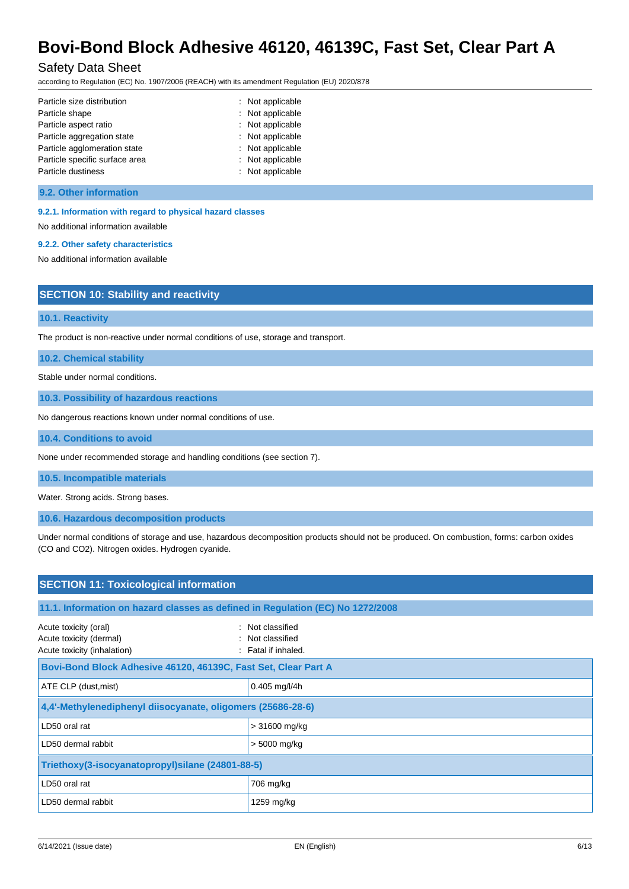| | |
|---|---|
| Particle size distribution | : Not applicable |
| Particle shape | : Not applicable |
| Particle aspect ratio | : Not applicable |
| Particle aggregation state | : Not applicable |
| Particle agglomeration state | : Not applicable |
| Particle specific surface area | : Not applicable |
| Particle dustiness | : Not applicable |

### 9.2. Other information

#### 9.2.1. Information with regard to physical hazard classes

No additional information available

#### 9.2.2. Other safety characteristics

No additional information available

## SECTION 10: Stability and reactivity

### 10.1. Reactivity

The product is non-reactive under normal conditions of use, storage and transport.

### 10.2. Chemical stability

Stable under normal conditions.

### 10.3. Possibility of hazardous reactions

No dangerous reactions known under normal conditions of use.

### 10.4. Conditions to avoid

None under recommended storage and handling conditions (see section 7).

### 10.5. Incompatible materials

Water. Strong acids. Strong bases.

### 10.6. Hazardous decomposition products

Under normal conditions of storage and use, hazardous decomposition products should not be produced. On combustion, forms: carbon oxides (CO and $CO_2$). Nitrogen oxides. Hydrogen cyanide.

## SECTION 11: Toxicological information

### 11.1. Information on hazard classes as defined in Regulation (EC) No 1272/2008

| | |
|---|---|
| Acute toxicity (oral) | : Not classified |
| Acute toxicity (dermal) | : Not classified |
| Acute toxicity (inhalation) | : Fatal if inhaled. |

| **Bovi-Bond Block Adhesive 46120, 46139C, Fast Set, Clear Part A** | |
|---|---|
| ATE CLP (dust,mist) | 0.405 mg/l/4h |
| **4,4'-Methylenediphenyl diisocyanate, oligomers (25686-28-6)** | |
| LD50 oral rat | > 31600 mg/kg |
| LD50 dermal rabbit | > 5000 mg/kg |
| **Triethoxy(3-isocyanatopropyl)silane (24801-88-5)** | |
| LD50 oral rat | 706 mg/kg |
| LD50 dermal rabbit | 1259 mg/kg |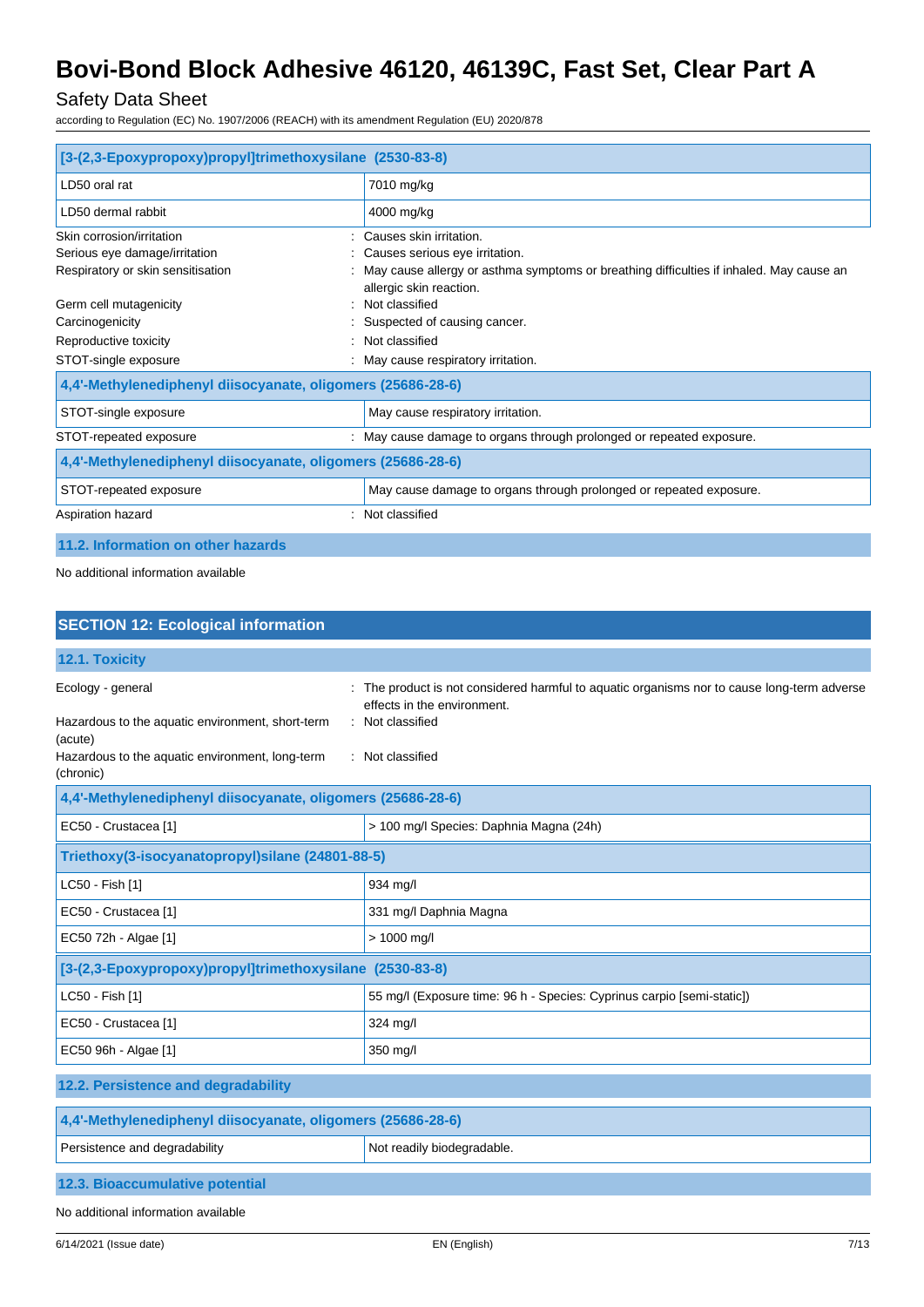| [3-(2,3-Epoxypropoxy)propyl]trimethoxysilane (2530-83-8) | |
|---|---|
| LD50 oral rat | 7010 mg/kg |
| LD50 dermal rabbit | 4000 mg/kg |

Skin corrosion/irritation : Causes skin irritation.

Serious eye damage/irritation : Causes serious eye irritation.

Respiratory or skin sensitisation : May cause allergy or asthma symptoms or breathing difficulties if inhaled. May cause an allergic skin reaction.

Germ cell mutagenicity : Not classified

Carcinogenicity : Suspected of causing cancer.

Reproductive toxicity : Not classified

STOT-single exposure : May cause respiratory irritation.

| 4,4'-Methylenediphenyl diisocyanate, oligomers (25686-28-6) | |
|---|---|
| STOT-single exposure | May cause respiratory irritation. |

STOT-repeated exposure : May cause damage to organs through prolonged or repeated exposure.

| 4,4'-Methylenediphenyl diisocyanate, oligomers (25686-28-6) | |
|---|---|
| STOT-repeated exposure | May cause damage to organs through prolonged or repeated exposure. |

Aspiration hazard : Not classified

### 11.2. Information on other hazards

No additional information available

## SECTION 12: Ecological information

### 12.1. Toxicity

Ecology - general : The product is not considered harmful to aquatic organisms nor to cause long-term adverse effects in the environment.

Hazardous to the aquatic environment, short-term (acute) : Not classified

Hazardous to the aquatic environment, long-term (chronic) : Not classified

| 4,4'-Methylenediphenyl diisocyanate, oligomers (25686-28-6) | |
|---|---|
| EC50 - Crustacea [1] | > 100 mg/l Species: Daphnia Magna (24h) |

| Triethoxy(3-isocyanatopropyl)silane (24801-88-5) | |
|---|---|
| LC50 - Fish [1] | 934 mg/l |
| EC50 - Crustacea [1] | 331 mg/l Daphnia Magna |
| EC50 72h - Algae [1] | > 1000 mg/l |

| [3-(2,3-Epoxypropoxy)propyl]trimethoxysilane (2530-83-8) | |
|---|---|
| LC50 - Fish [1] | 55 mg/l (Exposure time: 96 h - Species: Cyprinus carpio [semi-static]) |
| EC50 - Crustacea [1] | 324 mg/l |
| EC50 96h - Algae [1] | 350 mg/l |

### 12.2. Persistence and degradability

| 4,4'-Methylenediphenyl diisocyanate, oligomers (25686-28-6) | |
|---|---|
| Persistence and degradability | Not readily biodegradable. |

### 12.3. Bioaccumulative potential

No additional information available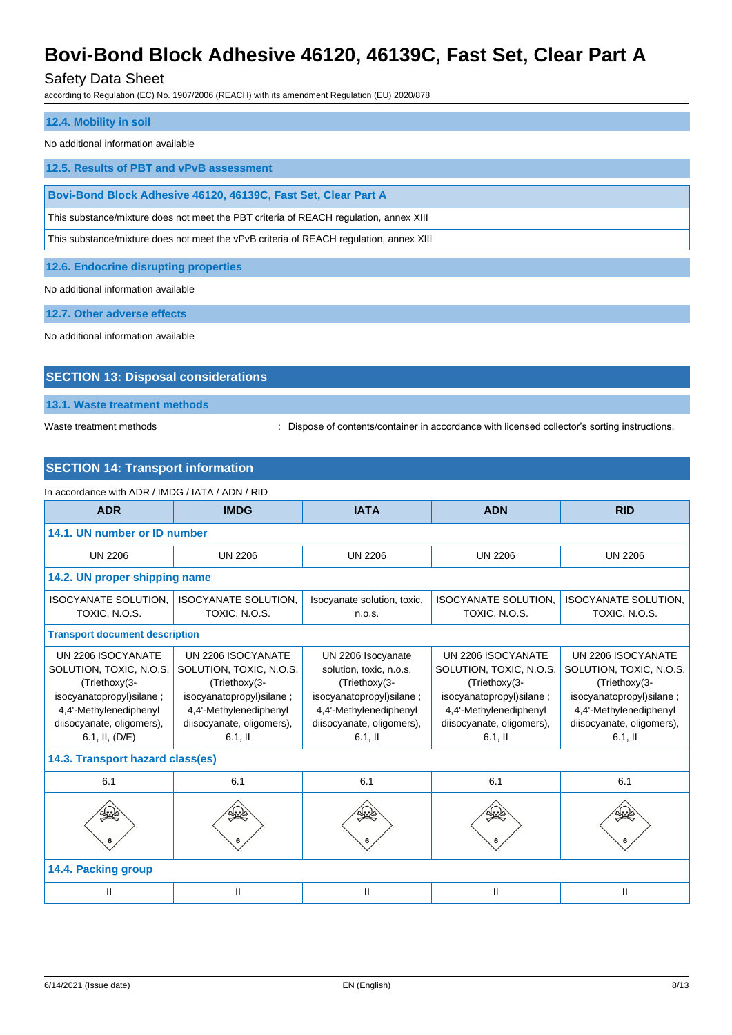### 12.4. Mobility in soil

No additional information available

### 12.5. Results of PBT and vPvB assessment

| Bovi-Bond Block Adhesive 46120, 46139C, Fast Set, Clear Part A |
|---|
| This substance/mixture does not meet the PBT criteria of REACH regulation, annex XIII |
| This substance/mixture does not meet the vPvB criteria of REACH regulation, annex XIII |

### 12.6. Endocrine disrupting properties

No additional information available

### 12.7. Other adverse effects

No additional information available

## SECTION 13: Disposal considerations

### 13.1. Waste treatment methods

Waste treatment methods : Dispose of contents/container in accordance with licensed collector's sorting instructions.

## SECTION 14: Transport information

In accordance with ADR / IMDG / IATA / ADN / RID

| ADR | IMDG | IATA | ADN | RID |
|---|---|---|---|---|
| **14.1. UN number or ID number** | | | | |
| UN 2206 | UN 2206 | UN 2206 | UN 2206 | UN 2206 |
| **14.2. UN proper shipping name** | | | | |
| ISOCYANATE SOLUTION, TOXIC, N.O.S. | ISOCYANATE SOLUTION, TOXIC, N.O.S. | Isocyanate solution, toxic, n.o.s. | ISOCYANATE SOLUTION, TOXIC, N.O.S. | ISOCYANATE SOLUTION, TOXIC, N.O.S. |
| **Transport document description** | | | | |
| UN 2206 ISOCYANATE SOLUTION, TOXIC, N.O.S. (Triethoxy(3-isocyanatopropyl)silane ; 4,4'-Methylenediphenyl diisocyanate, oligomers), 6.1, II, (D/E) | UN 2206 ISOCYANATE SOLUTION, TOXIC, N.O.S. (Triethoxy(3-isocyanatopropyl)silane ; 4,4'-Methylenediphenyl diisocyanate, oligomers), 6.1, II | UN 2206 Isocyanate solution, toxic, n.o.s. (Triethoxy(3-isocyanatopropyl)silane ; 4,4'-Methylenediphenyl diisocyanate, oligomers), 6.1, II | UN 2206 ISOCYANATE SOLUTION, TOXIC, N.O.S. (Triethoxy(3-isocyanatopropyl)silane ; 4,4'-Methylenediphenyl diisocyanate, oligomers), 6.1, II | UN 2206 ISOCYANATE SOLUTION, TOXIC, N.O.S. (Triethoxy(3-isocyanatopropyl)silane ; 4,4'-Methylenediphenyl diisocyanate, oligomers), 6.1, II |
| **14.3. Transport hazard class(es)** | | | | |
| 6.1 | 6.1 | 6.1 | 6.1 | 6.1 |
| **14.4. Packing group** | | | | |
| II | II | II | II | II |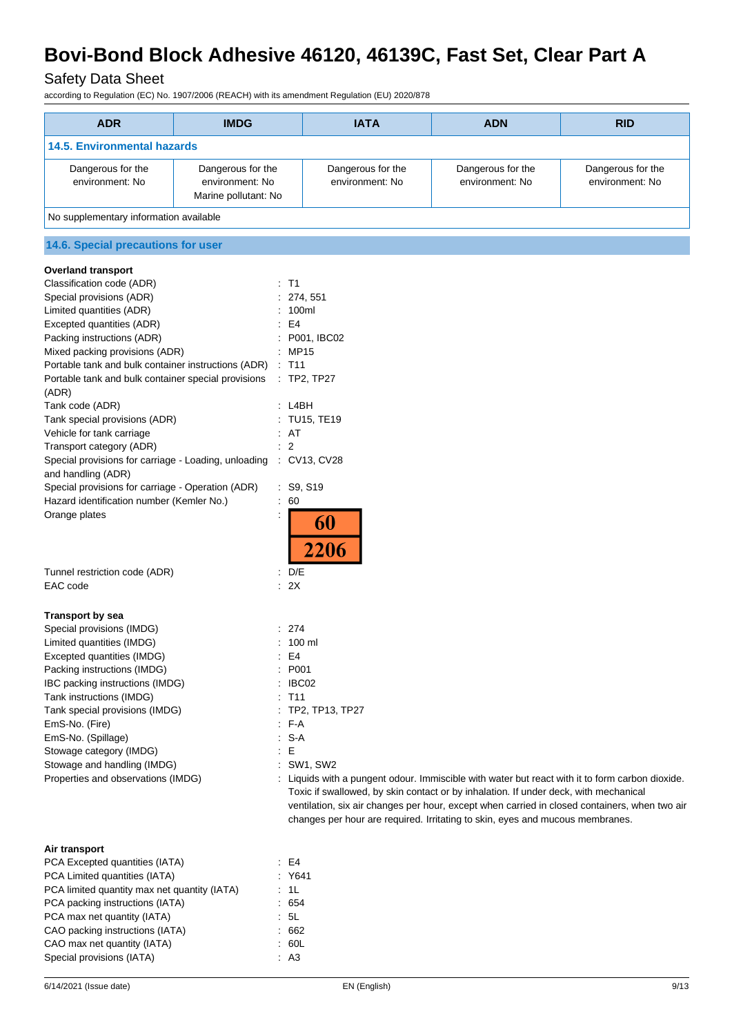| ADR | IMDG | IATA | ADN | RID |
|---|---|---|---|---|
| **14.5. Environmental hazards** | | | | |
| Dangerous for the environment: No | Dangerous for the environment: No<br>Marine pollutant: No | Dangerous for the environment: No | Dangerous for the environment: No | Dangerous for the environment: No |
| No supplementary information available | | | | |

## 14.6. Special precautions for user

**Overland transport**

Classification code (ADR) : T1
Special provisions (ADR) : 274, 551
Limited quantities (ADR) : 100ml
Excepted quantities (ADR) : E4
Packing instructions (ADR) : P001, IBC02
Mixed packing provisions (ADR) : MP15
Portable tank and bulk container instructions (ADR) : T11
Portable tank and bulk container special provisions (ADR) : TP2, TP27
Tank code (ADR) : L4BH
Tank special provisions (ADR) : TU15, TE19
Vehicle for tank carriage : AT
Transport category (ADR) : 2
Special provisions for carriage - Loading, unloading and handling (ADR) : CV13, CV28
Special provisions for carriage - Operation (ADR) : S9, S19
Hazard identification number (Kemler No.) : 60
Orange plates : 60 / 2206
Tunnel restriction code (ADR) : D/E
EAC code : 2X

**Transport by sea**

Special provisions (IMDG) : 274
Limited quantities (IMDG) : 100 ml
Excepted quantities (IMDG) : E4
Packing instructions (IMDG) : P001
IBC packing instructions (IMDG) : IBC02
Tank instructions (IMDG) : T11
Tank special provisions (IMDG) : TP2, TP13, TP27
EmS-No. (Fire) : F-A
EmS-No. (Spillage) : S-A
Stowage category (IMDG) : E
Stowage and handling (IMDG) : SW1, SW2
Properties and observations (IMDG) : Liquids with a pungent odour. Immiscible with water but react with it to form carbon dioxide. Toxic if swallowed, by skin contact or by inhalation. If under deck, with mechanical ventilation, six air changes per hour, except when carried in closed containers, when two air changes per hour are required. Irritating to skin, eyes and mucous membranes.

**Air transport**

PCA Excepted quantities (IATA) : E4
PCA Limited quantities (IATA) : Y641
PCA limited quantity max net quantity (IATA) : 1L
PCA packing instructions (IATA) : 654
PCA max net quantity (IATA) : 5L
CAO packing instructions (IATA) : 662
CAO max net quantity (IATA) : 60L
Special provisions (IATA) : A3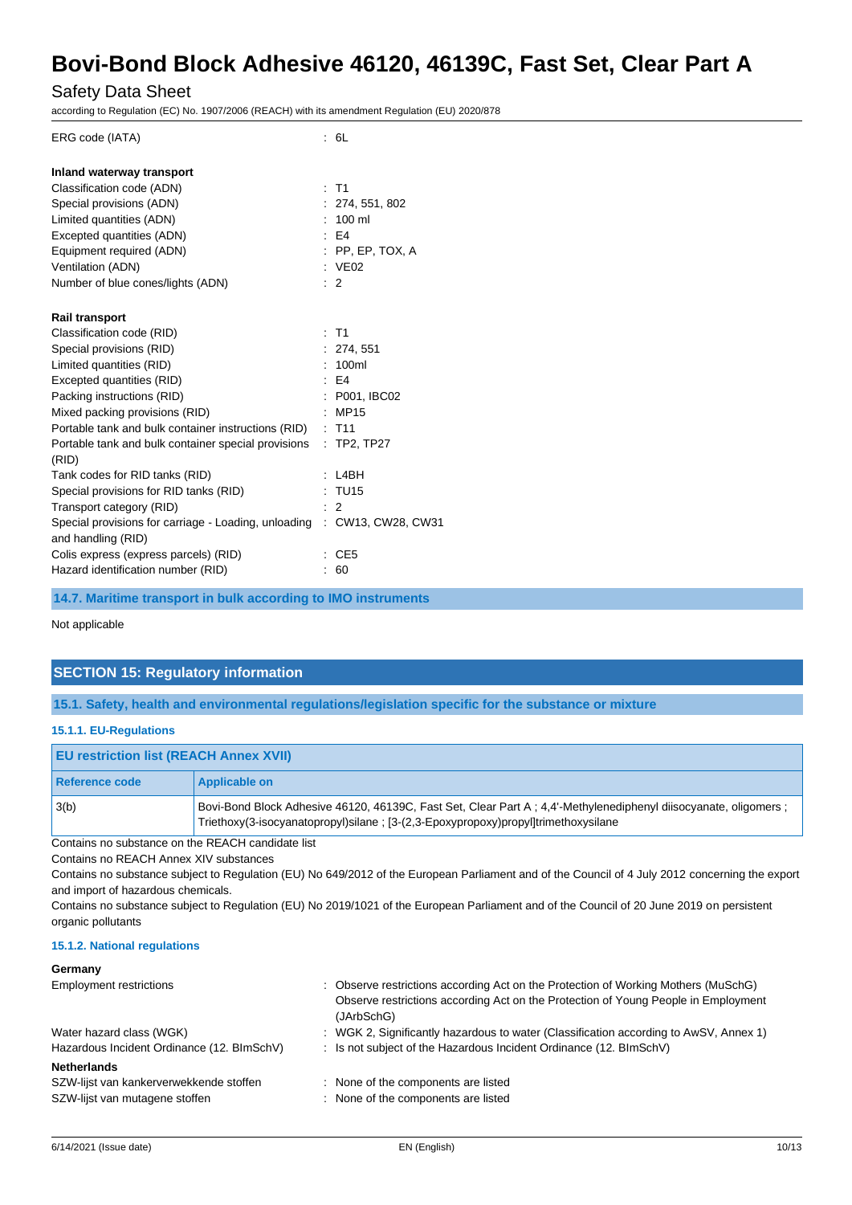ERG code (IATA) : 6L

**Inland waterway transport**

| | |
|---|---|
| Classification code (ADN) | : T1 |
| Special provisions (ADN) | : 274, 551, 802 |
| Limited quantities (ADN) | : 100 ml |
| Excepted quantities (ADN) | : E4 |
| Equipment required (ADN) | : PP, EP, TOX, A |
| Ventilation (ADN) | : VE02 |
| Number of blue cones/lights (ADN) | : 2 |

**Rail transport**

| | |
|---|---|
| Classification code (RID) | : T1 |
| Special provisions (RID) | : 274, 551 |
| Limited quantities (RID) | : 100ml |
| Excepted quantities (RID) | : E4 |
| Packing instructions (RID) | : P001, IBC02 |
| Mixed packing provisions (RID) | : MP15 |
| Portable tank and bulk container instructions (RID) | : T11 |
| Portable tank and bulk container special provisions (RID) | : TP2, TP27 |
| Tank codes for RID tanks (RID) | : L4BH |
| Special provisions for RID tanks (RID) | : TU15 |
| Transport category (RID) | : 2 |
| Special provisions for carriage - Loading, unloading and handling (RID) | : CW13, CW28, CW31 |
| Colis express (express parcels) (RID) | : CE5 |
| Hazard identification number (RID) | : 60 |

### 14.7. Maritime transport in bulk according to IMO instruments

Not applicable

## SECTION 15: Regulatory information

### 15.1. Safety, health and environmental regulations/legislation specific for the substance or mixture

#### 15.1.1. EU-Regulations

| EU restriction list (REACH Annex XVII) | |
|---|---|
| **Reference code** | **Applicable on** |
| 3(b) | Bovi-Bond Block Adhesive 46120, 46139C, Fast Set, Clear Part A ; 4,4'-Methylenediphenyl diisocyanate, oligomers ; Triethoxy(3-isocyanatopropyl)silane ; [3-(2,3-Epoxypropoxy)propyl]trimethoxysilane |

Contains no substance on the REACH candidate list

Contains no REACH Annex XIV substances

Contains no substance subject to Regulation (EU) No 649/2012 of the European Parliament and of the Council of 4 July 2012 concerning the export and import of hazardous chemicals.

Contains no substance subject to Regulation (EU) No 2019/1021 of the European Parliament and of the Council of 20 June 2019 on persistent organic pollutants

#### 15.1.2. National regulations

**Germany**

| | |
|---|---|
| Employment restrictions | : Observe restrictions according Act on the Protection of Working Mothers (MuSchG)<br>Observe restrictions according Act on the Protection of Young People in Employment (JArbSchG) |
| Water hazard class (WGK) | : WGK 2, Significantly hazardous to water (Classification according to AwSV, Annex 1) |
| Hazardous Incident Ordinance (12. BImSchV) | : Is not subject of the Hazardous Incident Ordinance (12. BImSchV) |

**Netherlands**

| | |
|---|---|
| SZW-lijst van kankerverwekkende stoffen | : None of the components are listed |
| SZW-lijst van mutagene stoffen | : None of the components are listed |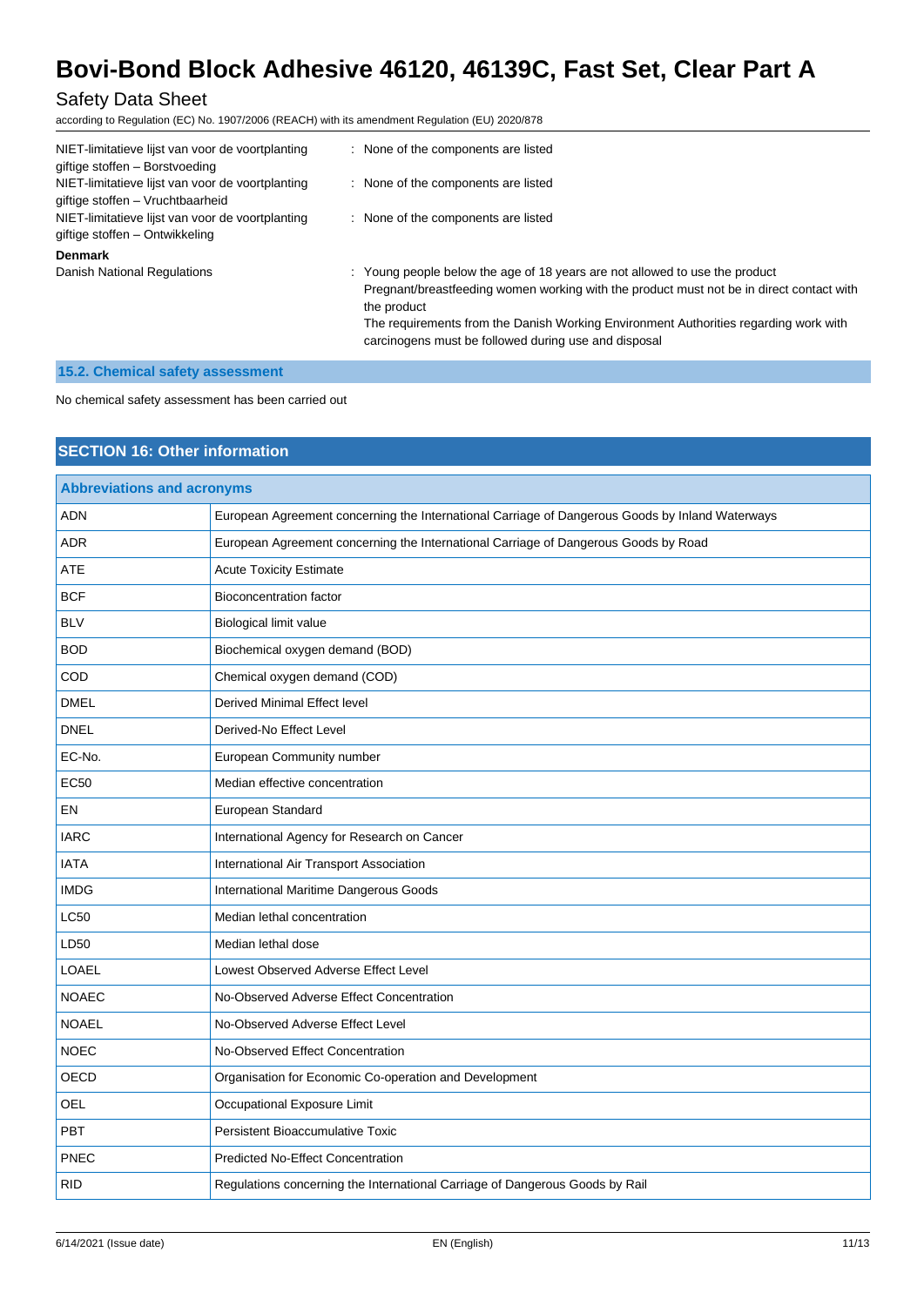| | |
|---|---|
| NIET-limitatieve lijst van voor de voortplanting giftige stoffen – Borstvoeding | : None of the components are listed |
| NIET-limitatieve lijst van voor de voortplanting giftige stoffen – Vruchtbaarheid | : None of the components are listed |
| NIET-limitatieve lijst van voor de voortplanting giftige stoffen – Ontwikkeling | : None of the components are listed |

**Denmark**

| | |
|---|---|
| Danish National Regulations | : Young people below the age of 18 years are not allowed to use the product<br>Pregnant/breastfeeding women working with the product must not be in direct contact with the product<br>The requirements from the Danish Working Environment Authorities regarding work with carcinogens must be followed during use and disposal |

### 15.2. Chemical safety assessment

No chemical safety assessment has been carried out

## SECTION 16: Other information

| Abbreviations and acronyms | |
|---|---|
| ADN | European Agreement concerning the International Carriage of Dangerous Goods by Inland Waterways |
| ADR | European Agreement concerning the International Carriage of Dangerous Goods by Road |
| ATE | Acute Toxicity Estimate |
| BCF | Bioconcentration factor |
| BLV | Biological limit value |
| BOD | Biochemical oxygen demand (BOD) |
| COD | Chemical oxygen demand (COD) |
| DMEL | Derived Minimal Effect level |
| DNEL | Derived-No Effect Level |
| EC-No. | European Community number |
| EC50 | Median effective concentration |
| EN | European Standard |
| IARC | International Agency for Research on Cancer |
| IATA | International Air Transport Association |
| IMDG | International Maritime Dangerous Goods |
| LC50 | Median lethal concentration |
| LD50 | Median lethal dose |
| LOAEL | Lowest Observed Adverse Effect Level |
| NOAEC | No-Observed Adverse Effect Concentration |
| NOAEL | No-Observed Adverse Effect Level |
| NOEC | No-Observed Effect Concentration |
| OECD | Organisation for Economic Co-operation and Development |
| OEL | Occupational Exposure Limit |
| PBT | Persistent Bioaccumulative Toxic |
| PNEC | Predicted No-Effect Concentration |
| RID | Regulations concerning the International Carriage of Dangerous Goods by Rail |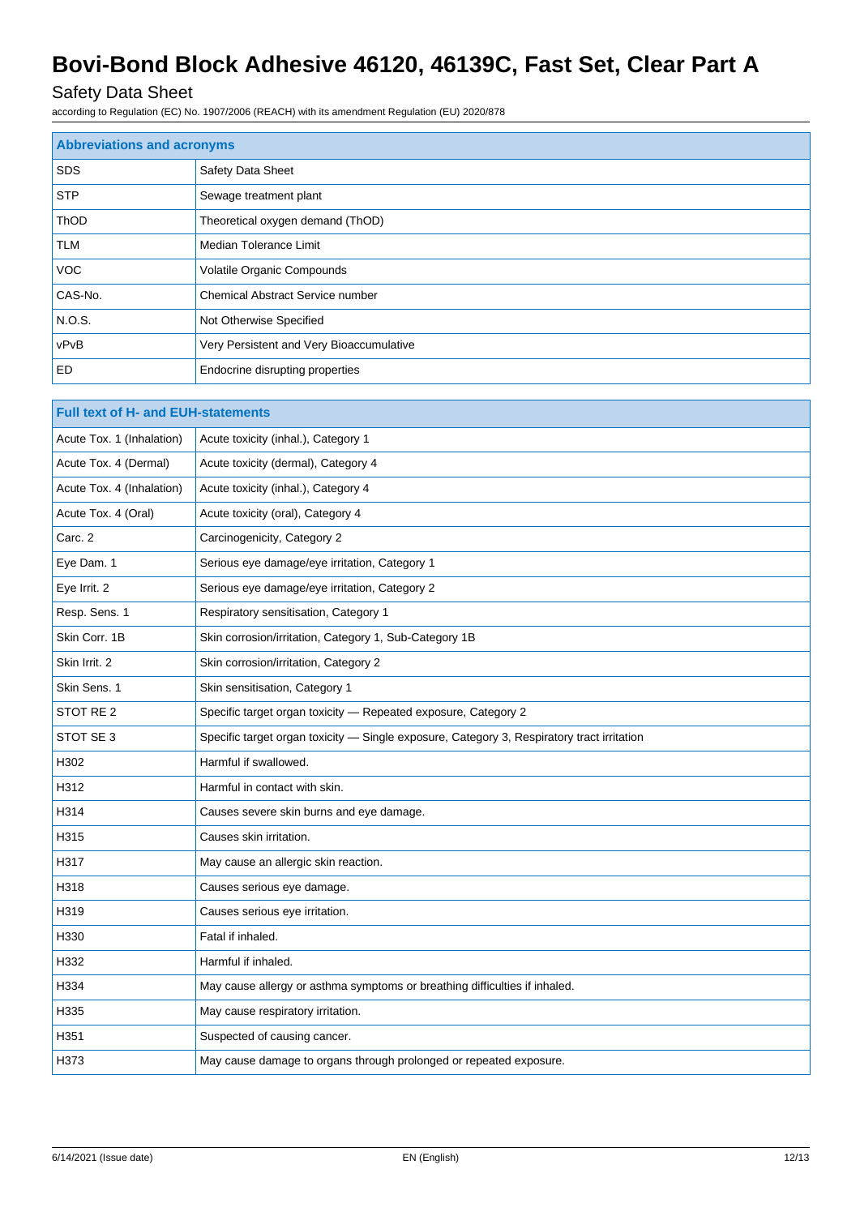# Bovi-Bond Block Adhesive 46120, 46139C, Fast Set, Clear Part A

## Safety Data Sheet

according to Regulation (EC) No. 1907/2006 (REACH) with its amendment Regulation (EU) 2020/878

| Abbreviations and acronyms | |
|---|---|
| SDS | Safety Data Sheet |
| STP | Sewage treatment plant |
| ThOD | Theoretical oxygen demand (ThOD) |
| TLM | Median Tolerance Limit |
| VOC | Volatile Organic Compounds |
| CAS-No. | Chemical Abstract Service number |
| N.O.S. | Not Otherwise Specified |
| vPvB | Very Persistent and Very Bioaccumulative |
| ED | Endocrine disrupting properties |

| Full text of H- and EUH-statements | |
|---|---|
| Acute Tox. 1 (Inhalation) | Acute toxicity (inhal.), Category 1 |
| Acute Tox. 4 (Dermal) | Acute toxicity (dermal), Category 4 |
| Acute Tox. 4 (Inhalation) | Acute toxicity (inhal.), Category 4 |
| Acute Tox. 4 (Oral) | Acute toxicity (oral), Category 4 |
| Carc. 2 | Carcinogenicity, Category 2 |
| Eye Dam. 1 | Serious eye damage/eye irritation, Category 1 |
| Eye Irrit. 2 | Serious eye damage/eye irritation, Category 2 |
| Resp. Sens. 1 | Respiratory sensitisation, Category 1 |
| Skin Corr. 1B | Skin corrosion/irritation, Category 1, Sub-Category 1B |
| Skin Irrit. 2 | Skin corrosion/irritation, Category 2 |
| Skin Sens. 1 | Skin sensitisation, Category 1 |
| STOT RE 2 | Specific target organ toxicity — Repeated exposure, Category 2 |
| STOT SE 3 | Specific target organ toxicity — Single exposure, Category 3, Respiratory tract irritation |
| H302 | Harmful if swallowed. |
| H312 | Harmful in contact with skin. |
| H314 | Causes severe skin burns and eye damage. |
| H315 | Causes skin irritation. |
| H317 | May cause an allergic skin reaction. |
| H318 | Causes serious eye damage. |
| H319 | Causes serious eye irritation. |
| H330 | Fatal if inhaled. |
| H332 | Harmful if inhaled. |
| H334 | May cause allergy or asthma symptoms or breathing difficulties if inhaled. |
| H335 | May cause respiratory irritation. |
| H351 | Suspected of causing cancer. |
| H373 | May cause damage to organs through prolonged or repeated exposure. |

6/14/2021 (Issue date) EN (English)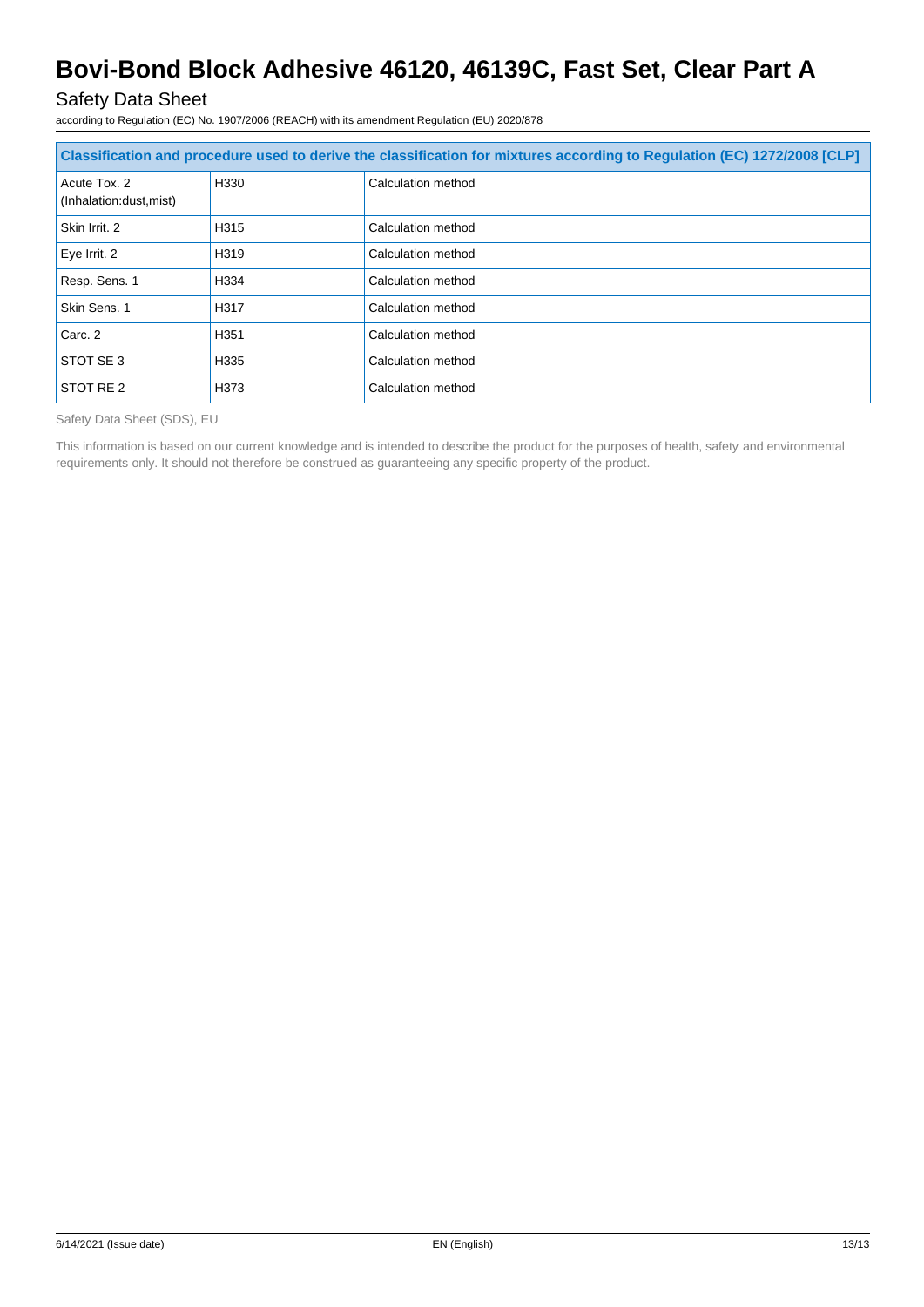| Classification and procedure used to derive the classification for mixtures according to Regulation (EC) 1272/2008 [CLP] | | |
|---|---|---|
| Acute Tox. 2 (Inhalation:dust,mist) | H330 | Calculation method |
| Skin Irrit. 2 | H315 | Calculation method |
| Eye Irrit. 2 | H319 | Calculation method |
| Resp. Sens. 1 | H334 | Calculation method |
| Skin Sens. 1 | H317 | Calculation method |
| Carc. 2 | H351 | Calculation method |
| STOT SE 3 | H335 | Calculation method |
| STOT RE 2 | H373 | Calculation method |

Safety Data Sheet (SDS), EU

This information is based on our current knowledge and is intended to describe the product for the purposes of health, safety and environmental requirements only. It should not therefore be construed as guaranteeing any specific property of the product.